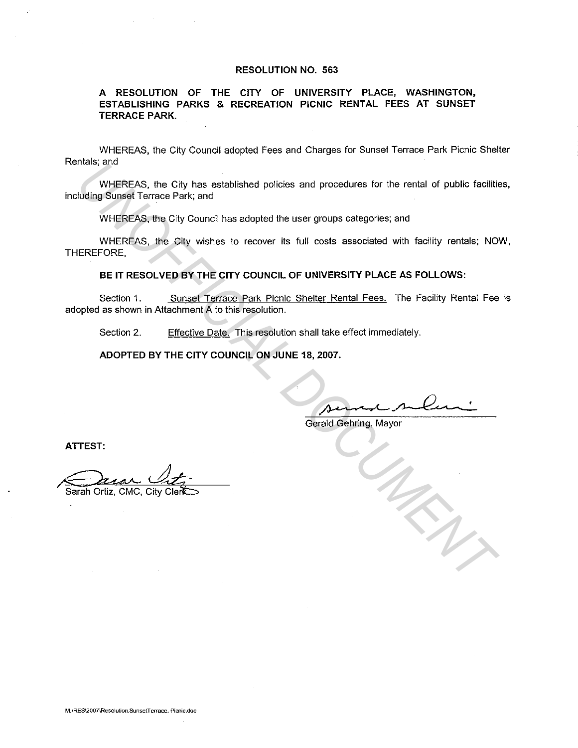# RESOLUTION NO. 563

**A RESOLUTION OF THE CITY OF UNIVERSITY PLACE, WASHINGTON, ESTABLISHING PARKS & RECREATION PICNIC RENTAL FEES AT SUNSET TERRACE PARK.**

WHEREAS, the City Council adopted Fees and Charges for Sunset Terrace Park Picnic Shelter Rentals; and

WHEREAS, the City has established policies and procedures for the rental of public facilities, including Sunset Terrace Park; and

WHEREAS, the City Council has adopted the user groups categories; and

WHEREAS, the City wishes to recover its full costs associated with facility rentals; NOW, THEREFORE,

**BE IT RESOLVED BY THE CITY COUNCIL OF UNIVERSITY PLACE AS FOLLOWS:**

Section 1. Sunset Terrace Park Picnic Shelter Rental Fees. The Facility Rental Fee is adopted as shown in Attachment A to this resolution.

Section 2. Effective Date. This resolution shall take effect immediately.

**ADOPTED BY THE CITY COUNCIL ON JUNE 18, 2007.**

Gerald Gehring, Mayor

**ATTEST:**

Sarah Ortiz, CMC, City Clerk

UNOFFICIAL DOCUMENT

M:\RES\2007\Resolution.SunsetTerrace. Picnic.doc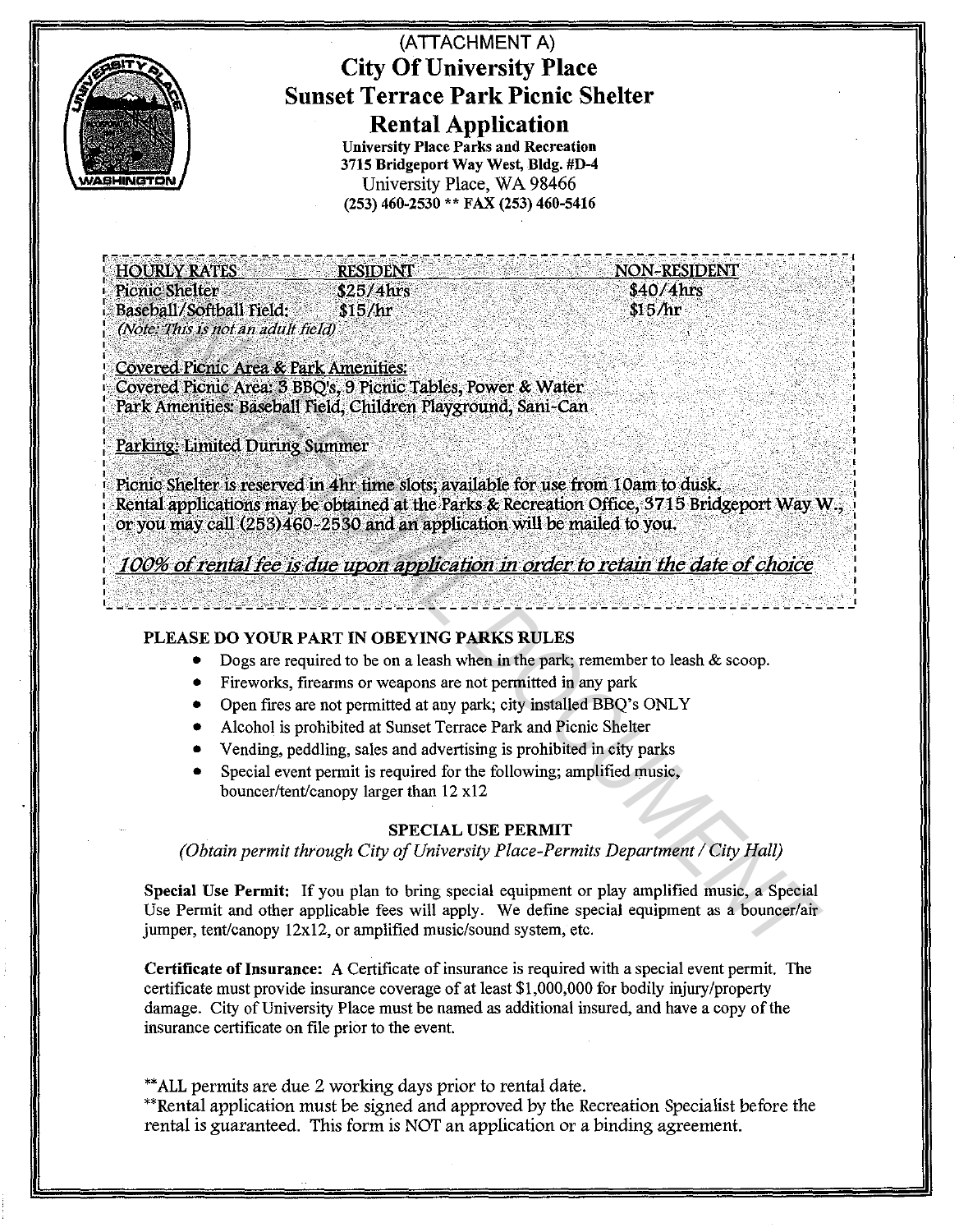(ATTACHMENT A)

# City Of University Place
# Sunset Terrace Park Picnic Shelter
# Rental Application

**University Place Parks and Recreation**
**3715 Bridgeport Way West, Bldg. #D-4**
University Place, WA 98466
**(253) 460-2530 ** FAX (253) 460-5416**

| HOURLY RATES | RESIDENT | NON-RESIDENT |
|---|---|---|
| Picnic Shelter | $25/4hrs | $40/4hrs |
| Baseball/Softball Field: | $15/hr | $15/hr |

*(Note: This is not an adult field)*

Covered Picnic Area & Park Amenities:
Covered Picnic Area: 3 BBQ's, 9 Picnic Tables, Power & Water
Park Amenities: Baseball Field, Children Playground, Sani-Can

Parking: Limited During Summer

Picnic Shelter is reserved in 4hr time slots; available for use from 10am to dusk.
Rental applications may be obtained at the Parks & Recreation Office, 3715 Bridgeport Way W., or you may call (253)460-2530 and an application will be mailed to you.

*100% of rental fee is due upon application in order to retain the date of choice*

**PLEASE DO YOUR PART IN OBEYING PARKS RULES**

- Dogs are required to be on a leash when in the park; remember to leash & scoop.
- Fireworks, firearms or weapons are not permitted in any park
- Open fires are not permitted at any park; city installed BBQ's ONLY
- Alcohol is prohibited at Sunset Terrace Park and Picnic Shelter
- Vending, peddling, sales and advertising is prohibited in city parks
- Special event permit is required for the following; amplified music, bouncer/tent/canopy larger than 12 x12

**SPECIAL USE PERMIT**

*(Obtain permit through City of University Place-Permits Department / City Hall)*

**Special Use Permit:** If you plan to bring special equipment or play amplified music, a Special Use Permit and other applicable fees will apply. We define special equipment as a bouncer/air jumper, tent/canopy 12x12, or amplified music/sound system, etc.

**Certificate of Insurance:** A Certificate of insurance is required with a special event permit. The certificate must provide insurance coverage of at least $1,000,000 for bodily injury/property damage. City of University Place must be named as additional insured, and have a copy of the insurance certificate on file prior to the event.

**ALL permits are due 2 working days prior to rental date.
**Rental application must be signed and approved by the Recreation Specialist before the rental is guaranteed. This form is NOT an application or a binding agreement.